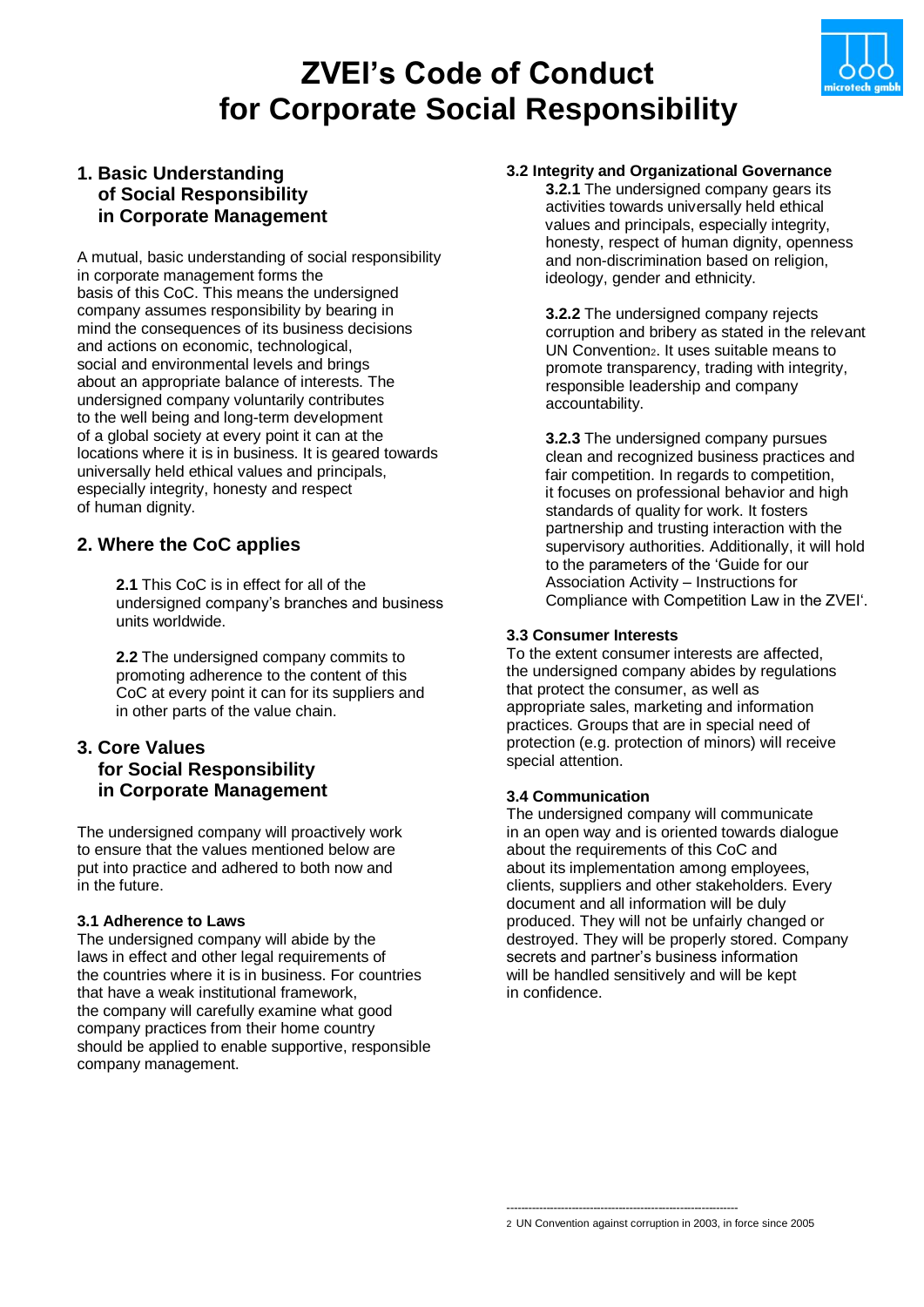# ZVEI's Code of Conduct for Corporate Social Responsibility

## 1. Basic Understanding of Social Responsibility in Corporate Management

A mutual, basic understanding of social responsibility in corporate management forms the basis of this CoC. This means the undersigned company assumes responsibility by bearing in mind the consequences of its business decisions and actions on economic, technological, social and environmental levels and brings about an appropriate balance of interests. The undersigned company voluntarily contributes to the well being and long-term development of a global society at every point it can at the locations where it is in business. It is geared towards universally held ethical values and principals, especially integrity, honesty and respect of human dignity.

## 2. Where the CoC applies

**2.1** This CoC is in effect for all of the undersigned company's branches and business units worldwide.

**2.2** The undersigned company commits to promoting adherence to the content of this CoC at every point it can for its suppliers and in other parts of the value chain.

## 3. Core Values for Social Responsibility in Corporate Management

The undersigned company will proactively work to ensure that the values mentioned below are put into practice and adhered to both now and in the future.

### 3.1 Adherence to Laws

The undersigned company will abide by the laws in effect and other legal requirements of the countries where it is in business. For countries that have a weak institutional framework, the company will carefully examine what good company practices from their home country should be applied to enable supportive, responsible company management.

### 3.2 Integrity and Organizational Governance

**3.2.1** The undersigned company gears its activities towards universally held ethical values and principals, especially integrity, honesty, respect of human dignity, openness and non-discrimination based on religion, ideology, gender and ethnicity.

**3.2.2** The undersigned company rejects corruption and bribery as stated in the relevant UN Convention[2]. It uses suitable means to promote transparency, trading with integrity, responsible leadership and company accountability.

**3.2.3** The undersigned company pursues clean and recognized business practices and fair competition. In regards to competition, it focuses on professional behavior and high standards of quality for work. It fosters partnership and trusting interaction with the supervisory authorities. Additionally, it will hold to the parameters of the 'Guide for our Association Activity – Instructions for Compliance with Competition Law in the ZVEI'.

### 3.3 Consumer Interests

To the extent consumer interests are affected, the undersigned company abides by regulations that protect the consumer, as well as appropriate sales, marketing and information practices. Groups that are in special need of protection (e.g. protection of minors) will receive special attention.

### 3.4 Communication

The undersigned company will communicate in an open way and is oriented towards dialogue about the requirements of this CoC and about its implementation among employees, clients, suppliers and other stakeholders. Every document and all information will be duly produced. They will not be unfairly changed or destroyed. They will be properly stored. Company secrets and partner's business information will be handled sensitively and will be kept in confidence.

---

[2] UN Convention against corruption in 2003, in force since 2005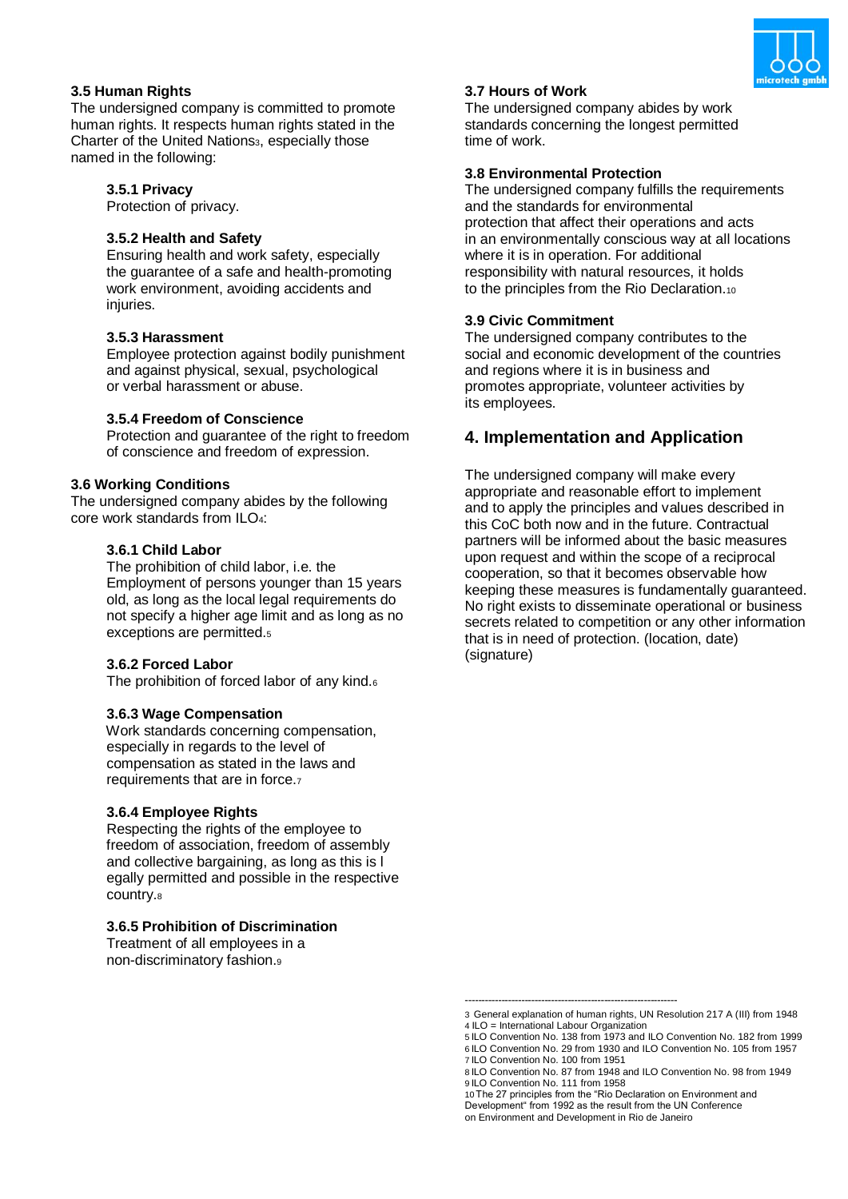### 3.5 Human Rights

The undersigned company is committed to promote human rights. It respects human rights stated in the Charter of the United Nations[3], especially those named in the following:

#### 3.5.1 Privacy

Protection of privacy.

#### 3.5.2 Health and Safety

Ensuring health and work safety, especially the guarantee of a safe and health-promoting work environment, avoiding accidents and injuries.

#### 3.5.3 Harassment

Employee protection against bodily punishment and against physical, sexual, psychological or verbal harassment or abuse.

#### 3.5.4 Freedom of Conscience

Protection and guarantee of the right to freedom of conscience and freedom of expression.

### 3.6 Working Conditions

The undersigned company abides by the following core work standards from ILO[4]:

#### 3.6.1 Child Labor

The prohibition of child labor, i.e. the Employment of persons younger than 15 years old, as long as the local legal requirements do not specify a higher age limit and as long as no exceptions are permitted.[5]

#### 3.6.2 Forced Labor

The prohibition of forced labor of any kind.[6]

#### 3.6.3 Wage Compensation

Work standards concerning compensation, especially in regards to the level of compensation as stated in the laws and requirements that are in force.[7]

#### 3.6.4 Employee Rights

Respecting the rights of the employee to freedom of association, freedom of assembly and collective bargaining, as long as this is l egally permitted and possible in the respective country.[8]

#### 3.6.5 Prohibition of Discrimination

Treatment of all employees in a non-discriminatory fashion.[9]

### 3.7 Hours of Work

The undersigned company abides by work standards concerning the longest permitted time of work.

### 3.8 Environmental Protection

The undersigned company fulfills the requirements and the standards for environmental protection that affect their operations and acts in an environmentally conscious way at all locations where it is in operation. For additional responsibility with natural resources, it holds to the principles from the Rio Declaration.[10]

### 3.9 Civic Commitment

The undersigned company contributes to the social and economic development of the countries and regions where it is in business and promotes appropriate, volunteer activities by its employees.

## 4. Implementation and Application

The undersigned company will make every appropriate and reasonable effort to implement and to apply the principles and values described in this CoC both now and in the future. Contractual partners will be informed about the basic measures upon request and within the scope of a reciprocal cooperation, so that it becomes observable how keeping these measures is fundamentally guaranteed. No right exists to disseminate operational or business secrets related to competition or any other information that is in need of protection. (location, date) (signature)

---

3 General explanation of human rights, UN Resolution 217 A (III) from 1948
4 ILO = International Labour Organization
5 ILO Convention No. 138 from 1973 and ILO Convention No. 182 from 1999
6 ILO Convention No. 29 from 1930 and ILO Convention No. 105 from 1957
7 ILO Convention No. 100 from 1951
8 ILO Convention No. 87 from 1948 and ILO Convention No. 98 from 1949
9 ILO Convention No. 111 from 1958
10 The 27 principles from the "Rio Declaration on Environment and Development" from 1992 as the result from the UN Conference on Environment and Development in Rio de Janeiro